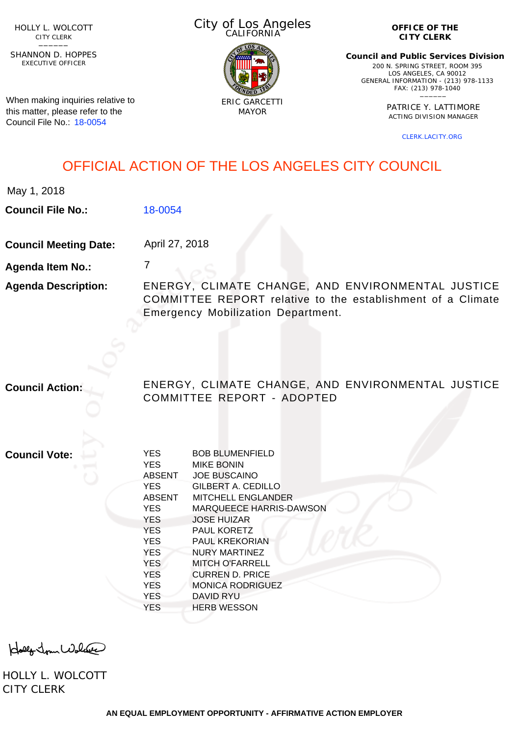HOLLY L. WOLCOTT
CITY CLERK

SHANNON D. HOPPES
EXECUTIVE OFFICER

When making inquiries relative to this matter, please refer to the Council File No.: 18-0054

City of Los Angeles
CALIFORNIA

ERIC GARCETTI
MAYOR

**OFFICE OF THE CITY CLERK**

**Council and Public Services Division**
200 N. SPRING STREET, ROOM 395
LOS ANGELES, CA 90012
GENERAL INFORMATION - (213) 978-1133
FAX: (213) 978-1040

PATRICE Y. LATTIMORE
ACTING DIVISION MANAGER

CLERK.LACITY.ORG

# OFFICIAL ACTION OF THE LOS ANGELES CITY COUNCIL

May 1, 2018

**Council File No.:** 18-0054

**Council Meeting Date:** April 27, 2018

**Agenda Item No.:** 7

**Agenda Description:** ENERGY, CLIMATE CHANGE, AND ENVIRONMENTAL JUSTICE COMMITTEE REPORT relative to the establishment of a Climate Emergency Mobilization Department.

**Council Action:** ENERGY, CLIMATE CHANGE, AND ENVIRONMENTAL JUSTICE COMMITTEE REPORT - ADOPTED

**Council Vote:**

| | |
|---|---|
| YES | BOB BLUMENFIELD |
| YES | MIKE BONIN |
| ABSENT | JOE BUSCAINO |
| YES | GILBERT A. CEDILLO |
| ABSENT | MITCHELL ENGLANDER |
| YES | MARQUEECE HARRIS-DAWSON |
| YES | JOSE HUIZAR |
| YES | PAUL KORETZ |
| YES | PAUL KREKORIAN |
| YES | NURY MARTINEZ |
| YES | MITCH O'FARRELL |
| YES | CURREN D. PRICE |
| YES | MONICA RODRIGUEZ |
| YES | DAVID RYU |
| YES | HERB WESSON |

HOLLY L. WOLCOTT
CITY CLERK

AN EQUAL EMPLOYMENT OPPORTUNITY - AFFIRMATIVE ACTION EMPLOYER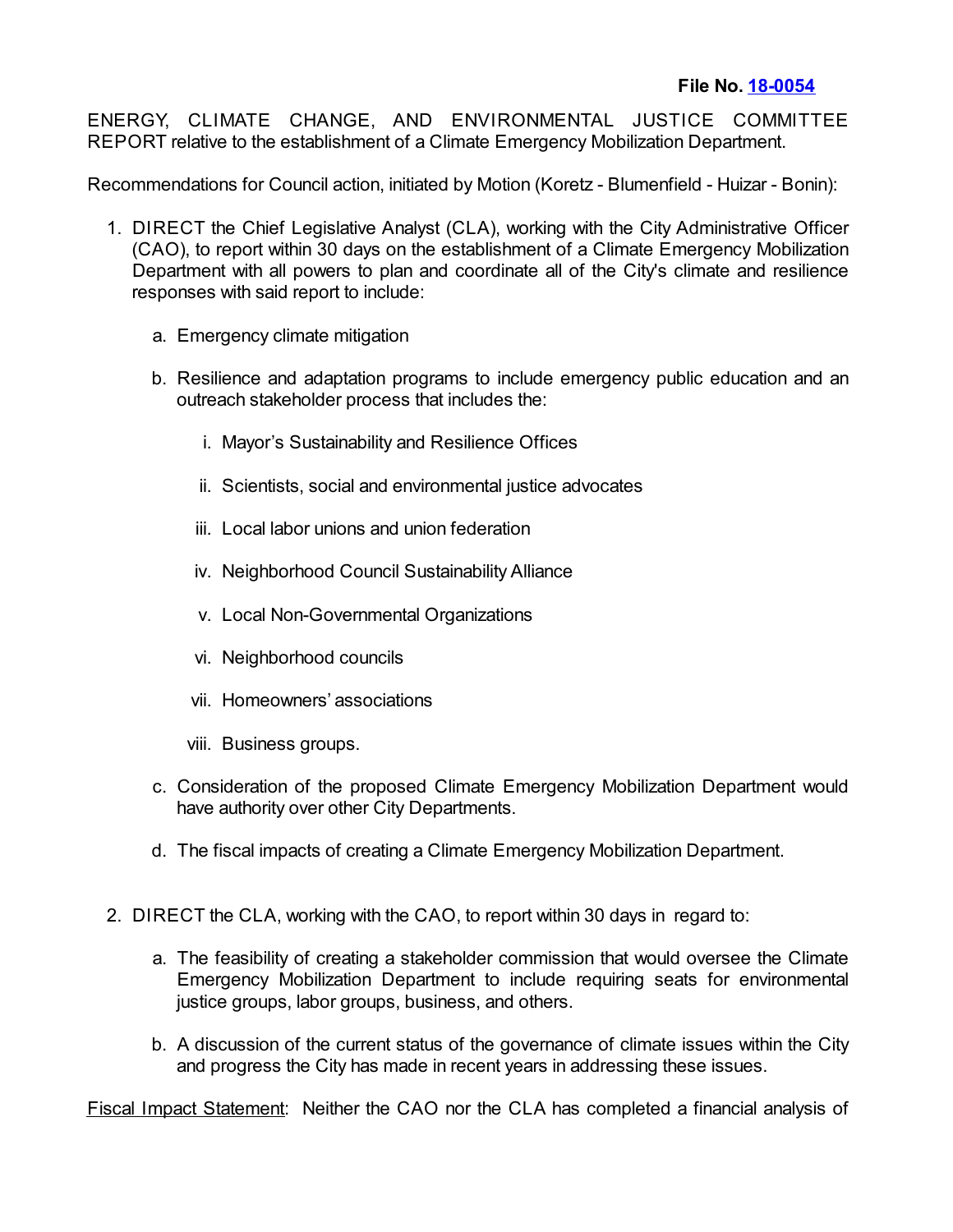**File No. [18-0054]**

ENERGY, CLIMATE CHANGE, AND ENVIRONMENTAL JUSTICE COMMITTEE REPORT relative to the establishment of a Climate Emergency Mobilization Department.

Recommendations for Council action, initiated by Motion (Koretz - Blumenfield - Huizar - Bonin):

1. DIRECT the Chief Legislative Analyst (CLA), working with the City Administrative Officer (CAO), to report within 30 days on the establishment of a Climate Emergency Mobilization Department with all powers to plan and coordinate all of the City's climate and resilience responses with said report to include:

    a. Emergency climate mitigation

    b. Resilience and adaptation programs to include emergency public education and an outreach stakeholder process that includes the:

        i. Mayor's Sustainability and Resilience Offices

        ii. Scientists, social and environmental justice advocates

        iii. Local labor unions and union federation

        iv. Neighborhood Council Sustainability Alliance

        v. Local Non-Governmental Organizations

        vi. Neighborhood councils

        vii. Homeowners' associations

        viii. Business groups.

    c. Consideration of the proposed Climate Emergency Mobilization Department would have authority over other City Departments.

    d. The fiscal impacts of creating a Climate Emergency Mobilization Department.

2. DIRECT the CLA, working with the CAO, to report within 30 days in regard to:

    a. The feasibility of creating a stakeholder commission that would oversee the Climate Emergency Mobilization Department to include requiring seats for environmental justice groups, labor groups, business, and others.

    b. A discussion of the current status of the governance of climate issues within the City and progress the City has made in recent years in addressing these issues.

Fiscal Impact Statement: Neither the CAO nor the CLA has completed a financial analysis of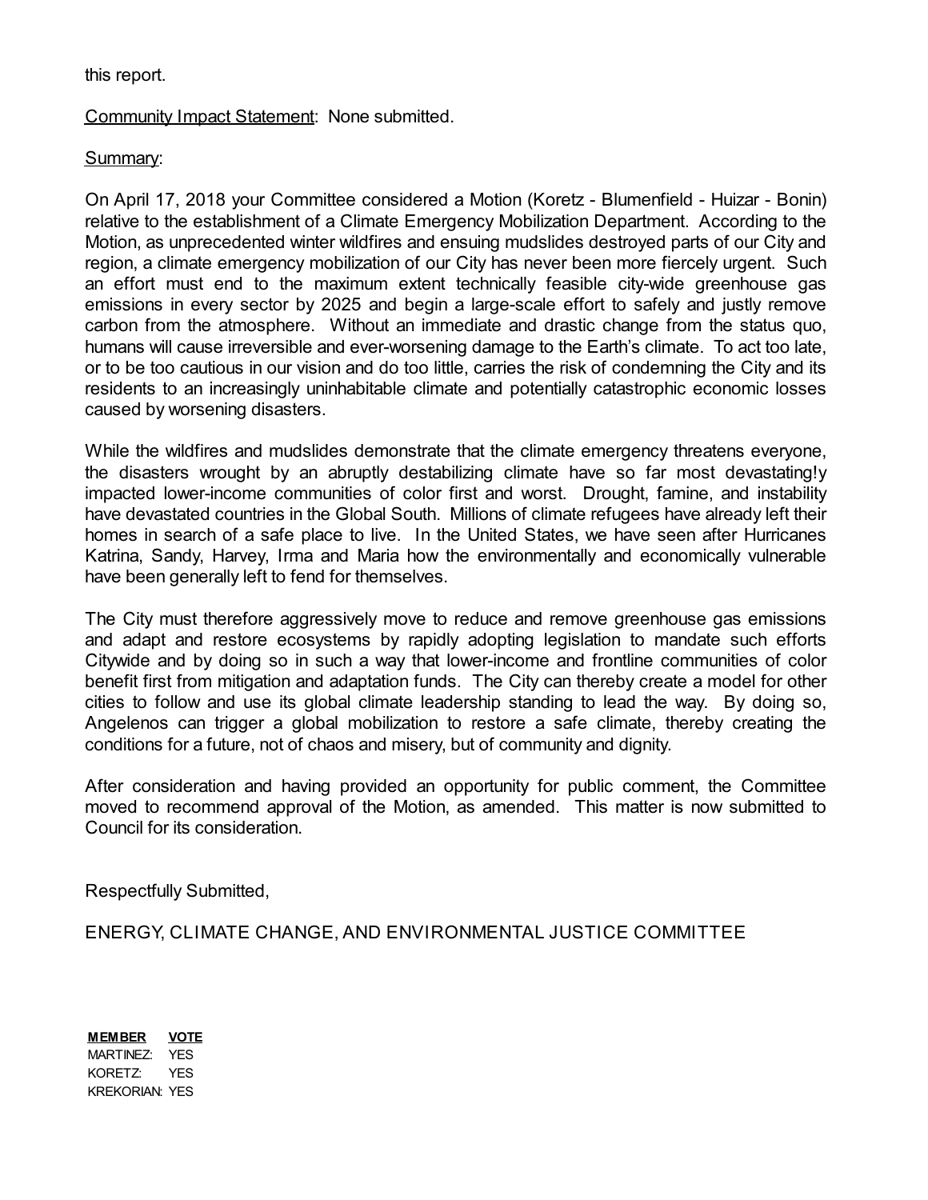this report.

Community Impact Statement: None submitted.

Summary:

On April 17, 2018 your Committee considered a Motion (Koretz - Blumenfield - Huizar - Bonin) relative to the establishment of a Climate Emergency Mobilization Department. According to the Motion, as unprecedented winter wildfires and ensuing mudslides destroyed parts of our City and region, a climate emergency mobilization of our City has never been more fiercely urgent. Such an effort must end to the maximum extent technically feasible city-wide greenhouse gas emissions in every sector by 2025 and begin a large-scale effort to safely and justly remove carbon from the atmosphere. Without an immediate and drastic change from the status quo, humans will cause irreversible and ever-worsening damage to the Earth's climate. To act too late, or to be too cautious in our vision and do too little, carries the risk of condemning the City and its residents to an increasingly uninhabitable climate and potentially catastrophic economic losses caused by worsening disasters.

While the wildfires and mudslides demonstrate that the climate emergency threatens everyone, the disasters wrought by an abruptly destabilizing climate have so far most devastating!y impacted lower-income communities of color first and worst. Drought, famine, and instability have devastated countries in the Global South. Millions of climate refugees have already left their homes in search of a safe place to live. In the United States, we have seen after Hurricanes Katrina, Sandy, Harvey, Irma and Maria how the environmentally and economically vulnerable have been generally left to fend for themselves.

The City must therefore aggressively move to reduce and remove greenhouse gas emissions and adapt and restore ecosystems by rapidly adopting legislation to mandate such efforts Citywide and by doing so in such a way that lower-income and frontline communities of color benefit first from mitigation and adaptation funds. The City can thereby create a model for other cities to follow and use its global climate leadership standing to lead the way. By doing so, Angelenos can trigger a global mobilization to restore a safe climate, thereby creating the conditions for a future, not of chaos and misery, but of community and dignity.

After consideration and having provided an opportunity for public comment, the Committee moved to recommend approval of the Motion, as amended. This matter is now submitted to Council for its consideration.

Respectfully Submitted,

ENERGY, CLIMATE CHANGE, AND ENVIRONMENTAL JUSTICE COMMITTEE

| MEMBER | VOTE |
|---|---|
| MARTINEZ: | YES |
| KORETZ: | YES |
| KREKORIAN: | YES |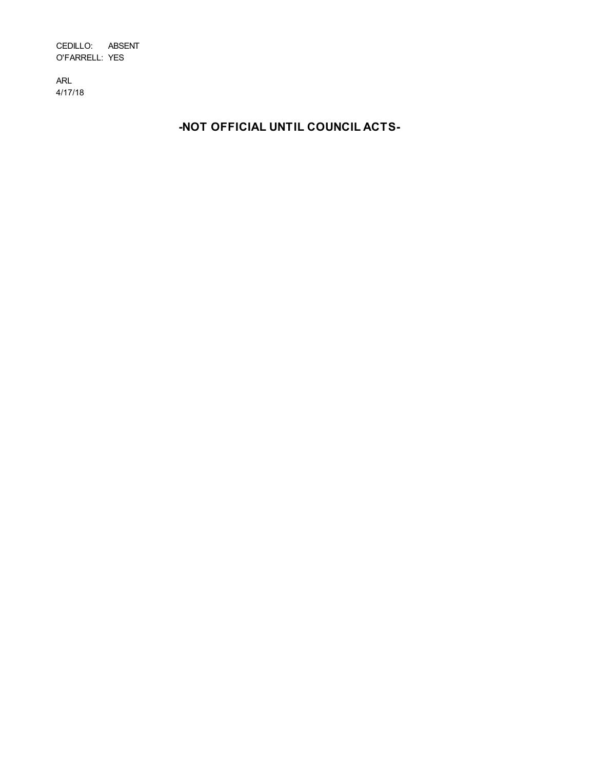CEDILLO: ABSENT
O'FARRELL: YES

ARL
4/17/18

**-NOT OFFICIAL UNTIL COUNCIL ACTS-**